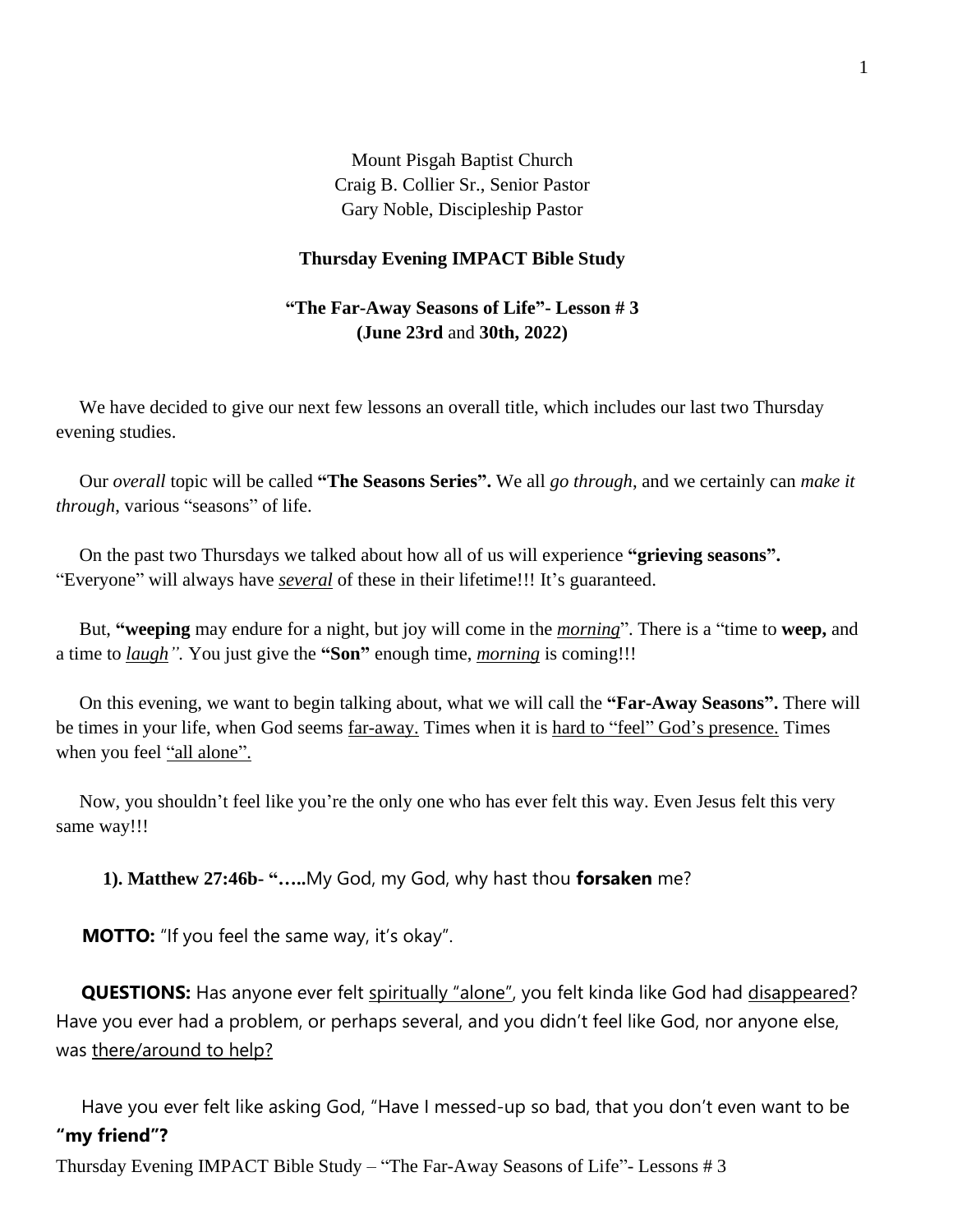Mount Pisgah Baptist Church
Craig B. Collier Sr., Senior Pastor
Gary Noble, Discipleship Pastor

**Thursday Evening IMPACT Bible Study**

**"The Far-Away Seasons of Life"- Lesson # 3**
**(June 23rd** and **30th, 2022)**

We have decided to give our next few lessons an overall title, which includes our last two Thursday evening studies.

Our *overall* topic will be called **"The Seasons Series".** We all *go through*, and we certainly can *make it through*, various "seasons" of life.

On the past two Thursdays we talked about how all of us will experience **"grieving seasons".** "Everyone" will always have ***several*** of these in their lifetime!!! It's guaranteed.

But, **"weeping** may endure for a night, but joy will come in the ***morning***". There is a "time to **weep,** and a time to ***laugh***". You just give the **"Son"** enough time, ***morning*** is coming!!!

On this evening, we want to begin talking about, what we will call the **"Far-Away Seasons".** There will be times in your life, when God seems far-away. Times when it is hard to "feel" God's presence. Times when you feel "all alone".

Now, you shouldn't feel like you're the only one who has ever felt this way. Even Jesus felt this very same way!!!

**1). Matthew 27:46b- "…..**My God, my God, why hast thou **forsaken** me?

**MOTTO:** "If you feel the same way, it's okay".

**QUESTIONS:** Has anyone ever felt spiritually "alone", you felt kinda like God had disappeared? Have you ever had a problem, or perhaps several, and you didn't feel like God, nor anyone else, was there/around to help?

Have you ever felt like asking God, "Have I messed-up so bad, that you don't even want to be **"my friend"?**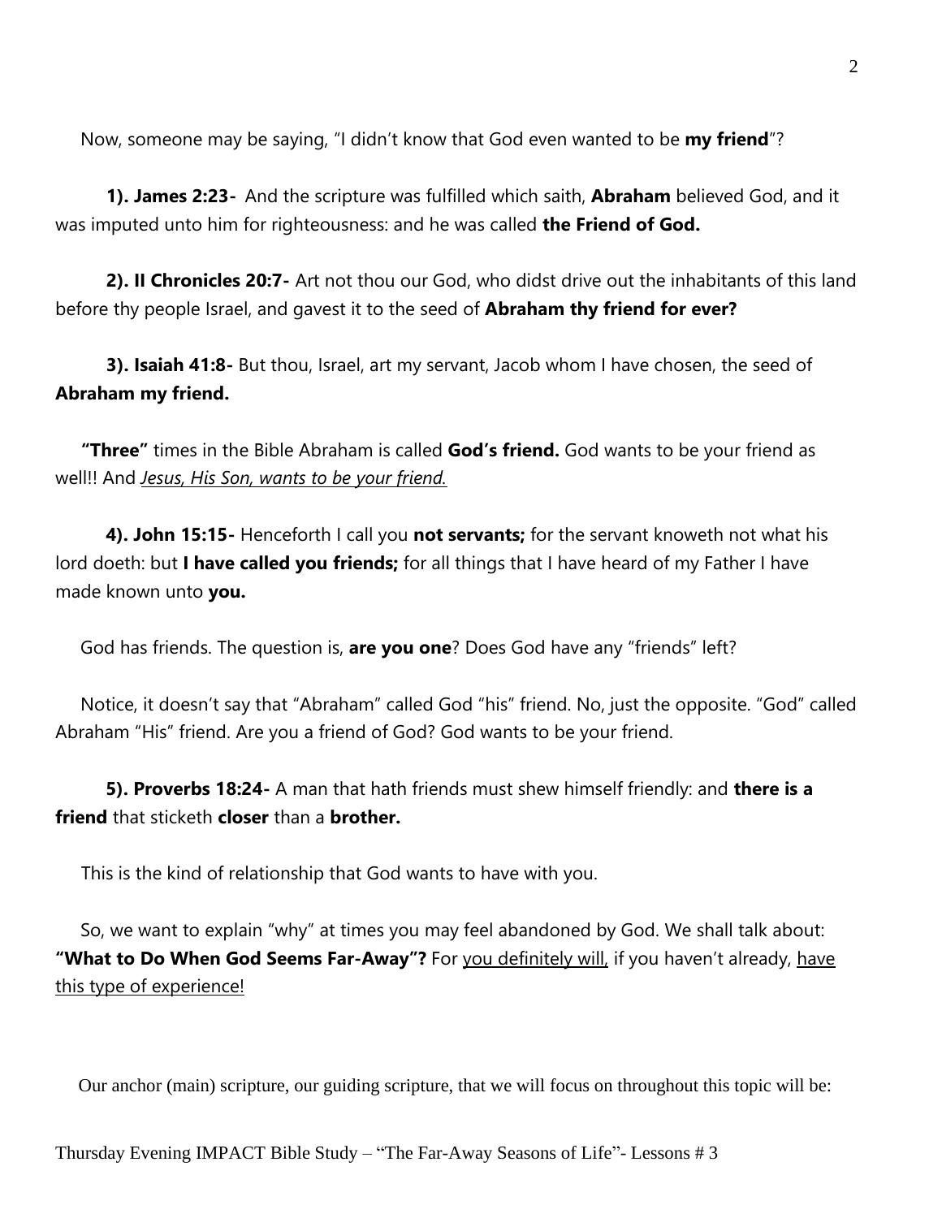Now, someone may be saying, “I didn’t know that God even wanted to be **my friend**”?

**1). James 2:23-** And the scripture was fulfilled which saith, **Abraham** believed God, and it was imputed unto him for righteousness: and he was called **the Friend of God.**

**2). II Chronicles 20:7-** Art not thou our God, who didst drive out the inhabitants of this land before thy people Israel, and gavest it to the seed of **Abraham thy friend for ever?**

**3). Isaiah 41:8-** But thou, Israel, art my servant, Jacob whom I have chosen, the seed of **Abraham my friend.**

**“Three”** times in the Bible Abraham is called **God’s friend.** God wants to be your friend as well!! And <u>*Jesus, His Son, wants to be your friend.*</u>

**4). John 15:15-** Henceforth I call you **not servants;** for the servant knoweth not what his lord doeth: but **I have called you friends;** for all things that I have heard of my Father I have made known unto **you.**

God has friends. The question is, **are you one**? Does God have any “friends” left?

Notice, it doesn’t say that “Abraham” called God “his” friend. No, just the opposite. “God” called Abraham “His” friend. Are you a friend of God? God wants to be your friend.

**5). Proverbs 18:24-** A man that hath friends must shew himself friendly: and **there is a friend** that sticketh **closer** than a **brother.**

This is the kind of relationship that God wants to have with you.

So, we want to explain “why” at times you may feel abandoned by God. We shall talk about: **“What to Do When God Seems Far-Away”?** For <u>you definitely will,</u> if you haven’t already, <u>have this type of experience!</u>

Our anchor (main) scripture, our guiding scripture, that we will focus on throughout this topic will be: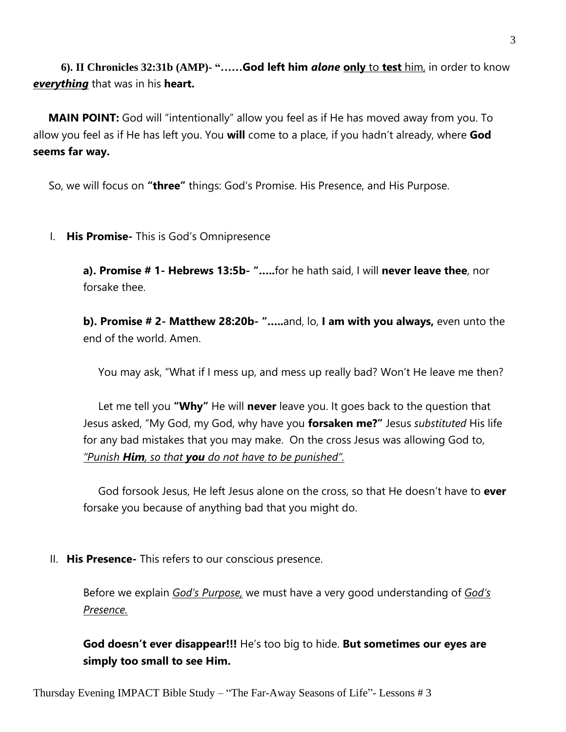**6). II Chronicles 32:31b (AMP)- "……God left him *alone* <u>only</u> to <u>test</u> <u>him,</u>** in order to know ***<u>everything</u>*** that was in his **heart.**

**MAIN POINT:** God will "intentionally" allow you feel as if He has moved away from you. To allow you feel as if He has left you. You **will** come to a place, if you hadn't already, where **God seems far way.**

So, we will focus on **"three"** things: God's Promise. His Presence, and His Purpose.

I. **His Promise-** This is God's Omnipresence

**a). Promise # 1- Hebrews 13:5b- "…..**for he hath said, I will **never leave thee**, nor forsake thee.

**b). Promise # 2- Matthew 28:20b- "…..**and, lo, **I am with you always,** even unto the end of the world. Amen.

You may ask, "What if I mess up, and mess up really bad? Won't He leave me then?

Let me tell you **"Why"** He will **never** leave you. It goes back to the question that Jesus asked, "My God, my God, why have you **forsaken me?"** Jesus *substituted* His life for any bad mistakes that you may make. On the cross Jesus was allowing God to, <u>*"Punish **Him**, so that **you** do not have to be punished"*</u>.

God forsook Jesus, He left Jesus alone on the cross, so that He doesn't have to **ever** forsake you because of anything bad that you might do.

II. **His Presence-** This refers to our conscious presence.

Before we explain <u>*God's Purpose,*</u> we must have a very good understanding of <u>*God's Presence.*</u>

**God doesn't ever disappear!!!** He's too big to hide. **But sometimes our eyes are simply too small to see Him.**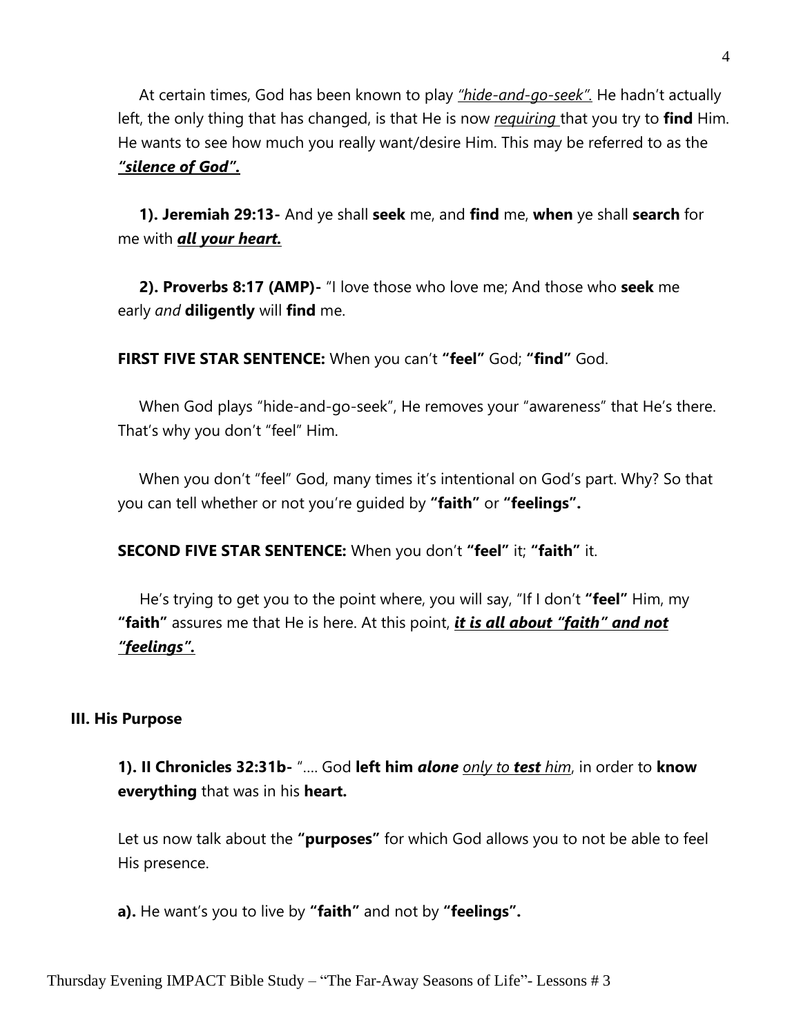At certain times, God has been known to play *"hide-and-go-seek".* He hadn't actually left, the only thing that has changed, is that He is now *requiring* that you try to **find** Him. He wants to see how much you really want/desire Him. This may be referred to as the ***"silence of God".***

**1). Jeremiah 29:13-** And ye shall **seek** me, and **find** me, **when** ye shall **search** for me with ***all your heart.***

**2). Proverbs 8:17 (AMP)-** "I love those who love me; And those who **seek** me early *and* **diligently** will **find** me.

**FIRST FIVE STAR SENTENCE:** When you can't **"feel"** God; **"find"** God.

When God plays "hide-and-go-seek", He removes your "awareness" that He's there. That's why you don't "feel" Him.

When you don't "feel" God, many times it's intentional on God's part. Why? So that you can tell whether or not you're guided by **"faith"** or **"feelings".**

**SECOND FIVE STAR SENTENCE:** When you don't **"feel"** it; **"faith"** it.

He's trying to get you to the point where, you will say, "If I don't **"feel"** Him, my **"faith"** assures me that He is here. At this point, ***it is all about "faith" and not "feelings".***

## III. His Purpose

**1). II Chronicles 32:31b**- ".... God **left him** ***alone*** *only to* ***test*** *him*, in order to **know everything** that was in his **heart.**

Let us now talk about the **"purposes"** for which God allows you to not be able to feel His presence.

**a).** He want's you to live by **"faith"** and not by **"feelings".**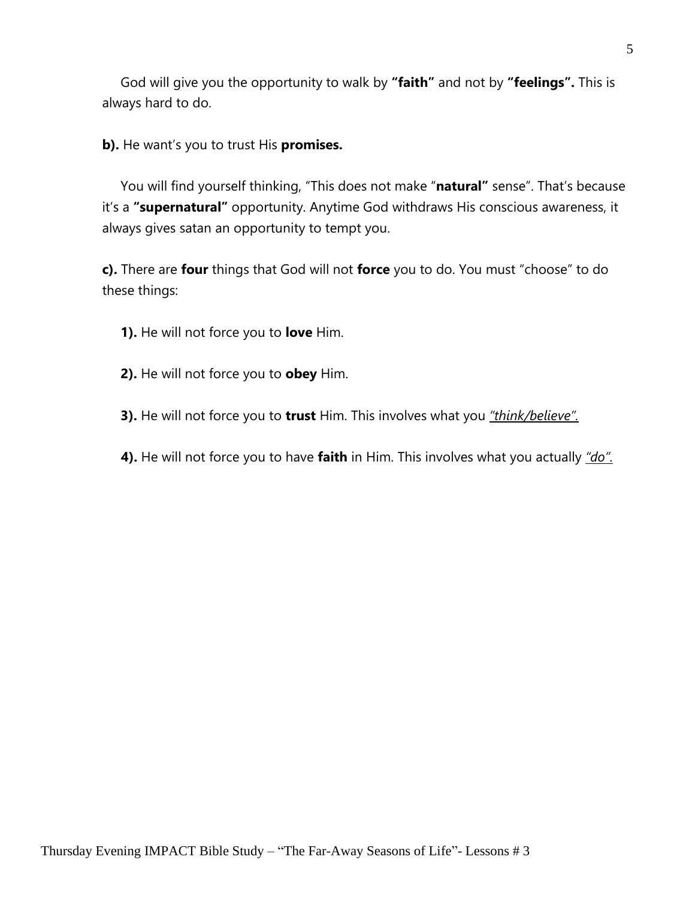God will give you the opportunity to walk by **"faith"** and not by **"feelings".** This is always hard to do.

**b).** He want's you to trust His **promises.**

You will find yourself thinking, "This does not make "**natural"** sense". That's because it's a **"supernatural"** opportunity. Anytime God withdraws His conscious awareness, it always gives satan an opportunity to tempt you.

**c).** There are **four** things that God will not **force** you to do. You must "choose" to do these things:

**1).** He will not force you to **love** Him.

**2).** He will not force you to **obey** Him.

**3).** He will not force you to **trust** Him. This involves what you <u>*"think/believe".*</u>

**4).** He will not force you to have **faith** in Him. This involves what you actually <u>*"do".*</u>